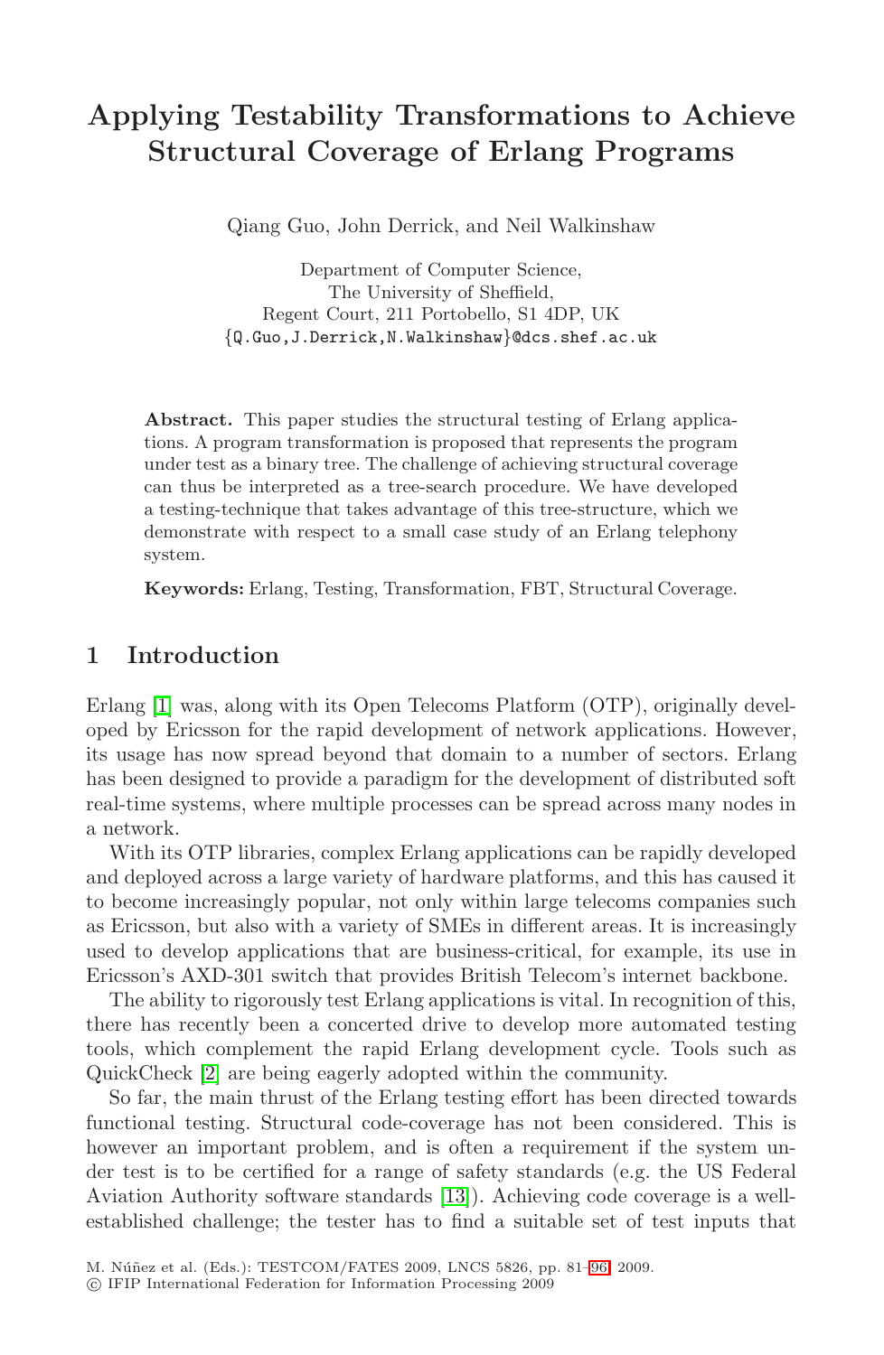# Applying Testability Transformations to Achieve Structural Coverage of Erlang Programs

Qiang Guo, John Derrick, and Neil Walkinshaw

Department of Computer Science,
The University of Sheffield,
Regent Court, 211 Portobello, S1 4DP, UK
{Q.Guo,J.Derrick,N.Walkinshaw}@dcs.shef.ac.uk

**Abstract.** This paper studies the structural testing of Erlang applications. A program transformation is proposed that represents the program under test as a binary tree. The challenge of achieving structural coverage can thus be interpreted as a tree-search procedure. We have developed a testing-technique that takes advantage of this tree-structure, which we demonstrate with respect to a small case study of an Erlang telephony system.

**Keywords:** Erlang, Testing, Transformation, FBT, Structural Coverage.

## 1 Introduction

Erlang [1] was, along with its Open Telecoms Platform (OTP), originally developed by Ericsson for the rapid development of network applications. However, its usage has now spread beyond that domain to a number of sectors. Erlang has been designed to provide a paradigm for the development of distributed soft real-time systems, where multiple processes can be spread across many nodes in a network.

With its OTP libraries, complex Erlang applications can be rapidly developed and deployed across a large variety of hardware platforms, and this has caused it to become increasingly popular, not only within large telecoms companies such as Ericsson, but also with a variety of SMEs in different areas. It is increasingly used to develop applications that are business-critical, for example, its use in Ericsson's AXD-301 switch that provides British Telecom's internet backbone.

The ability to rigorously test Erlang applications is vital. In recognition of this, there has recently been a concerted drive to develop more automated testing tools, which complement the rapid Erlang development cycle. Tools such as QuickCheck [2] are being eagerly adopted within the community.

So far, the main thrust of the Erlang testing effort has been directed towards functional testing. Structural code-coverage has not been considered. This is however an important problem, and is often a requirement if the system under test is to be certified for a range of safety standards (e.g. the US Federal Aviation Authority software standards [13]). Achieving code coverage is a well-established challenge; the tester has to find a suitable set of test inputs that

M. Núñez et al. (Eds.): TESTCOM/FATES 2009, LNCS 5826, pp. 81–96, 2009.
© IFIP International Federation for Information Processing 2009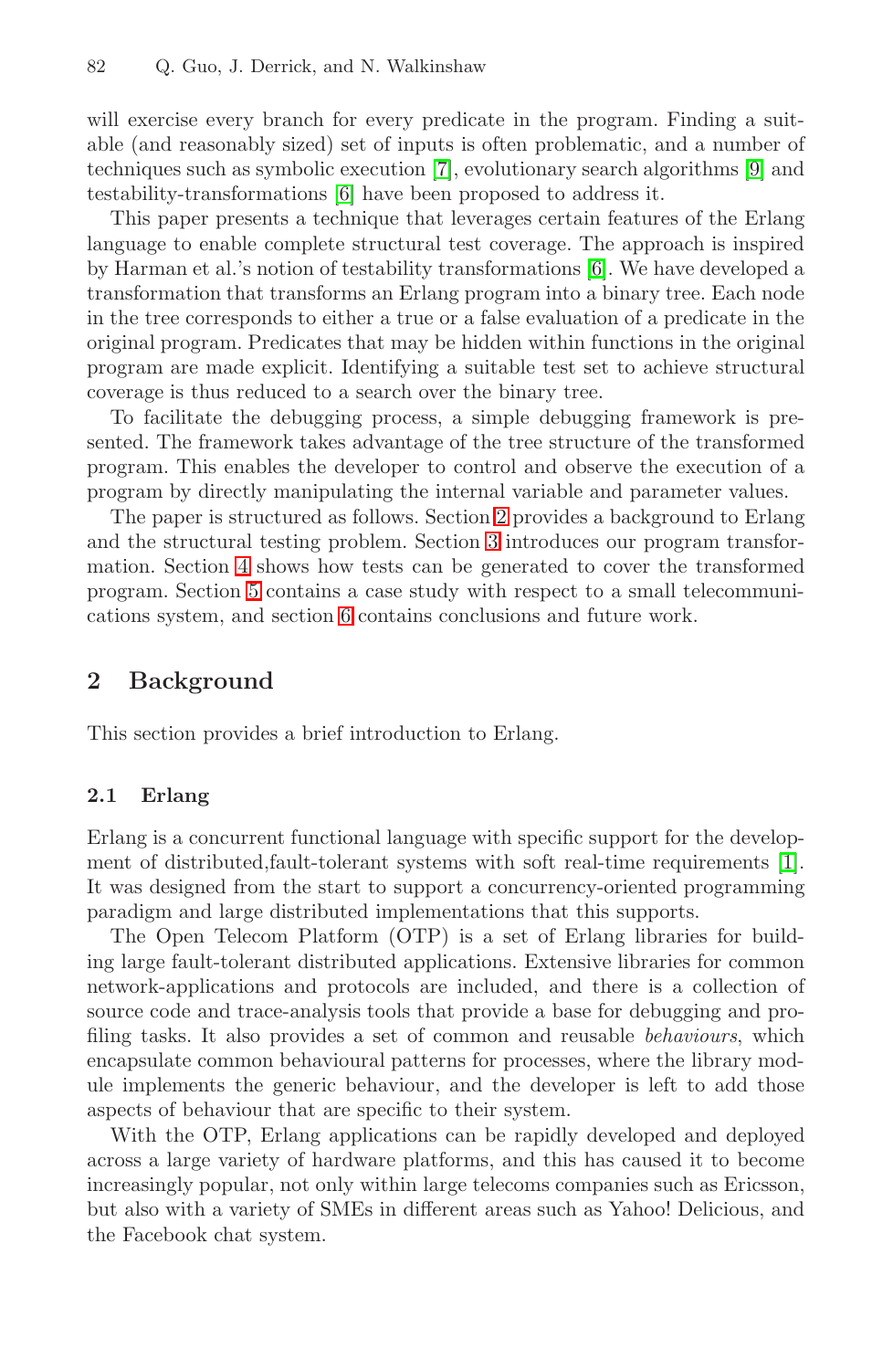will exercise every branch for every predicate in the program. Finding a suitable (and reasonably sized) set of inputs is often problematic, and a number of techniques such as symbolic execution [7], evolutionary search algorithms [9] and testability-transformations [6] have been proposed to address it.

This paper presents a technique that leverages certain features of the Erlang language to enable complete structural test coverage. The approach is inspired by Harman et al.'s notion of testability transformations [6]. We have developed a transformation that transforms an Erlang program into a binary tree. Each node in the tree corresponds to either a true or a false evaluation of a predicate in the original program. Predicates that may be hidden within functions in the original program are made explicit. Identifying a suitable test set to achieve structural coverage is thus reduced to a search over the binary tree.

To facilitate the debugging process, a simple debugging framework is presented. The framework takes advantage of the tree structure of the transformed program. This enables the developer to control and observe the execution of a program by directly manipulating the internal variable and parameter values.

The paper is structured as follows. Section 2 provides a background to Erlang and the structural testing problem. Section 3 introduces our program transformation. Section 4 shows how tests can be generated to cover the transformed program. Section 5 contains a case study with respect to a small telecommunications system, and section 6 contains conclusions and future work.

## 2 Background

This section provides a brief introduction to Erlang.

### 2.1 Erlang

Erlang is a concurrent functional language with specific support for the development of distributed,fault-tolerant systems with soft real-time requirements [1]. It was designed from the start to support a concurrency-oriented programming paradigm and large distributed implementations that this supports.

The Open Telecom Platform (OTP) is a set of Erlang libraries for building large fault-tolerant distributed applications. Extensive libraries for common network-applications and protocols are included, and there is a collection of source code and trace-analysis tools that provide a base for debugging and profiling tasks. It also provides a set of common and reusable *behaviours*, which encapsulate common behavioural patterns for processes, where the library module implements the generic behaviour, and the developer is left to add those aspects of behaviour that are specific to their system.

With the OTP, Erlang applications can be rapidly developed and deployed across a large variety of hardware platforms, and this has caused it to become increasingly popular, not only within large telecoms companies such as Ericsson, but also with a variety of SMEs in different areas such as Yahoo! Delicious, and the Facebook chat system.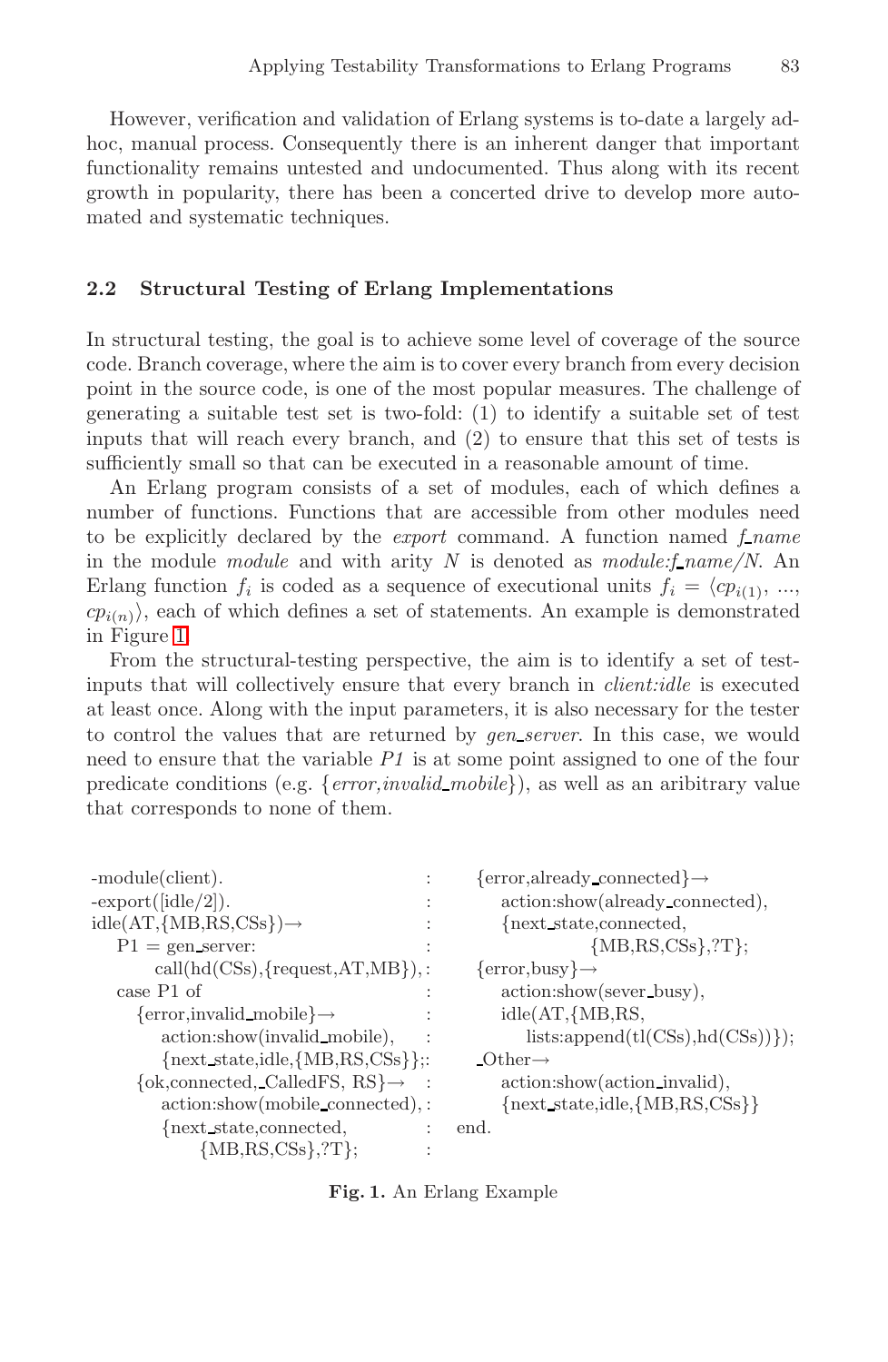However, verification and validation of Erlang systems is to-date a largely ad-hoc, manual process. Consequently there is an inherent danger that important functionality remains untested and undocumented. Thus along with its recent growth in popularity, there has been a concerted drive to develop more automated and systematic techniques.

### 2.2 Structural Testing of Erlang Implementations

In structural testing, the goal is to achieve some level of coverage of the source code. Branch coverage, where the aim is to cover every branch from every decision point in the source code, is one of the most popular measures. The challenge of generating a suitable test set is two-fold: (1) to identify a suitable set of test inputs that will reach every branch, and (2) to ensure that this set of tests is sufficiently small so that can be executed in a reasonable amount of time.

An Erlang program consists of a set of modules, each of which defines a number of functions. Functions that are accessible from other modules need to be explicitly declared by the *export* command. A function named *f_name* in the module *module* and with arity *N* is denoted as *module:f_name/N*. An Erlang function $f_i$ is coded as a sequence of executional units $f_i = \langle cp_{i(1)}, ..., cp_{i(n)} \rangle$, each of which defines a set of statements. An example is demonstrated in Figure 1.

From the structural-testing perspective, the aim is to identify a set of test-inputs that will collectively ensure that every branch in *client:idle* is executed at least once. Along with the input parameters, it is also necessary for the tester to control the values that are returned by *gen_server*. In this case, we would need to ensure that the variable *P1* is at some point assigned to one of the four predicate conditions (e.g. {*error,invalid_mobile*}), as well as an aribitrary value that corresponds to none of them.

```
-module(client).
-export([idle/2]).
idle(AT,{MB,RS,CSs})→
    P1 = gen_server:
        call(hd(CSs),{request,AT,MB}),
    case P1 of
        {error,invalid_mobile}→
            action:show(invalid_mobile),
            {next_state,idle,{MB,RS,CSs}};
        {ok,connected,_CalledFS, RS}→
            action:show(mobile_connected),
            {next_state,connected,
                {MB,RS,CSs},?T};
        {error,already_connected}→
            action:show(already_connected),
            {next_state,connected,
                {MB,RS,CSs},?T};
        {error,busy}→
            action:show(sever_busy),
            idle(AT,{MB,RS,
                lists:append(tl(CSs),hd(CSs))});
        _Other→
            action:show(action_invalid),
            {next_state,idle,{MB,RS,CSs}}
    end.
```

**Fig. 1.** An Erlang Example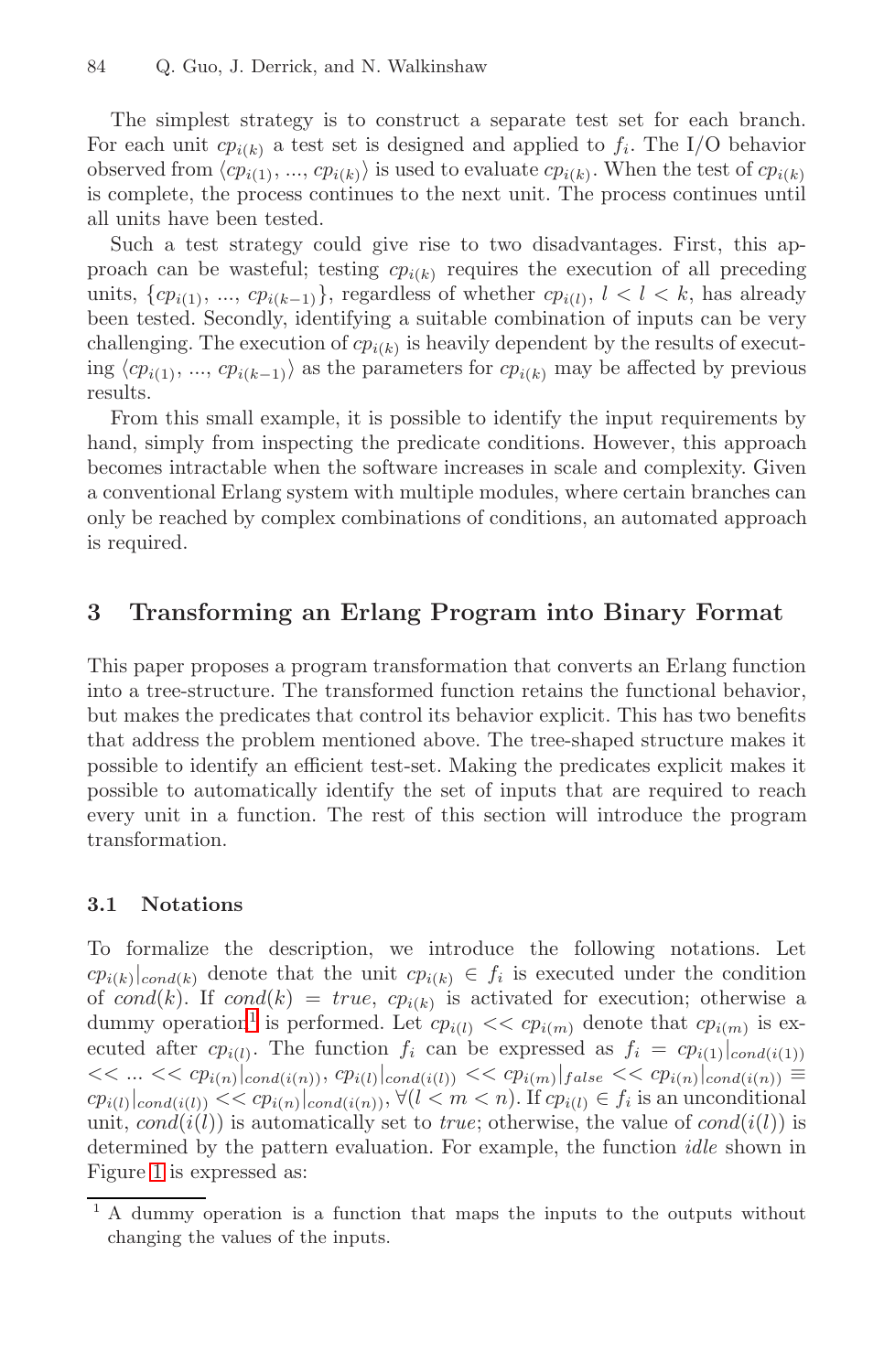The simplest strategy is to construct a separate test set for each branch. For each unit $cp_{i(k)}$ a test set is designed and applied to $f_i$. The I/O behavior observed from $\langle cp_{i(1)}, ..., cp_{i(k)} \rangle$ is used to evaluate $cp_{i(k)}$. When the test of $cp_{i(k)}$ is complete, the process continues to the next unit. The process continues until all units have been tested.

Such a test strategy could give rise to two disadvantages. First, this approach can be wasteful; testing $cp_{i(k)}$ requires the execution of all preceding units, $\{cp_{i(1)}, ..., cp_{i(k-1)}\}$, regardless of whether $cp_{i(l)}$, $l < l < k$, has already been tested. Secondly, identifying a suitable combination of inputs can be very challenging. The execution of $cp_{i(k)}$ is heavily dependent by the results of executing $\langle cp_{i(1)}, ..., cp_{i(k-1)} \rangle$ as the parameters for $cp_{i(k)}$ may be affected by previous results.

From this small example, it is possible to identify the input requirements by hand, simply from inspecting the predicate conditions. However, this approach becomes intractable when the software increases in scale and complexity. Given a conventional Erlang system with multiple modules, where certain branches can only be reached by complex combinations of conditions, an automated approach is required.

## 3 Transforming an Erlang Program into Binary Format

This paper proposes a program transformation that converts an Erlang function into a tree-structure. The transformed function retains the functional behavior, but makes the predicates that control its behavior explicit. This has two benefits that address the problem mentioned above. The tree-shaped structure makes it possible to identify an efficient test-set. Making the predicates explicit makes it possible to automatically identify the set of inputs that are required to reach every unit in a function. The rest of this section will introduce the program transformation.

### 3.1 Notations

To formalize the description, we introduce the following notations. Let $cp_{i(k)}|_{cond(k)}$ denote that the unit $cp_{i(k)} \in f_i$ is executed under the condition of $cond(k)$. If $cond(k) = true$, $cp_{i(k)}$ is activated for execution; otherwise a dummy operation[1] is performed. Let $cp_{i(l)} << cp_{i(m)}$ denote that $cp_{i(m)}$ is executed after $cp_{i(l)}$. The function $f_i$ can be expressed as $f_i = cp_{i(1)}|_{cond(i(1))} << ... << cp_{i(n)}|_{cond(i(n))}$, $cp_{i(l)}|_{cond(i(l))} << cp_{i(m)}|_{false} << cp_{i(n)}|_{cond(i(n))} \equiv cp_{i(l)}|_{cond(i(l))} << cp_{i(n)}|_{cond(i(n))}, \forall (l < m < n)$. If $cp_{i(l)} \in f_i$ is an unconditional unit, $cond(i(l))$ is automatically set to $true$; otherwise, the value of $cond(i(l))$ is determined by the pattern evaluation. For example, the function *idle* shown in Figure 1 is expressed as:

[1] A dummy operation is a function that maps the inputs to the outputs without changing the values of the inputs.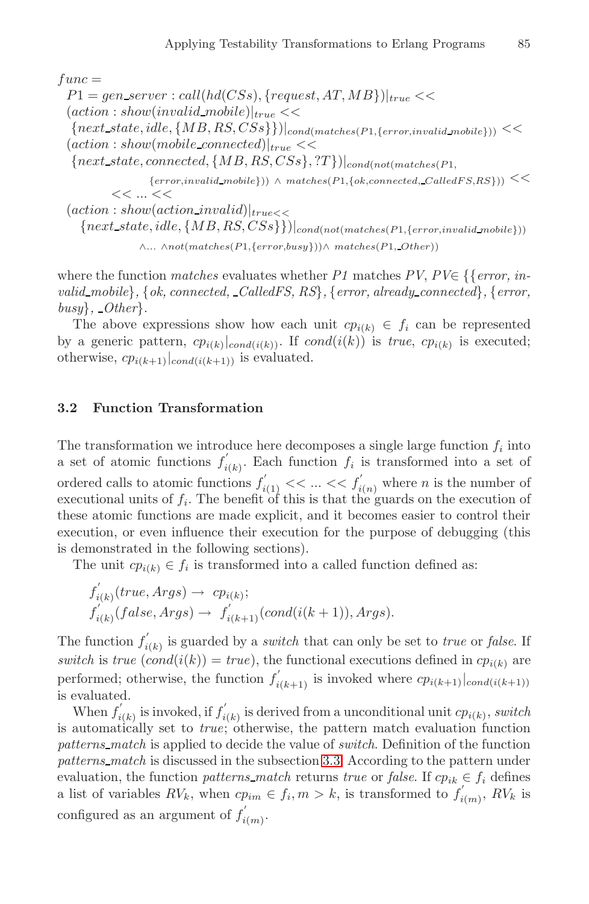$$
\begin{aligned}
&func = \\
&\quad P1 = gen\_server:call(hd(CSs), \{request, AT, MB\})|_{true} << \\
&\quad (action:show(invalid\_mobile)|_{true} << \\
&\quad\ \{next\_state, idle, \{MB, RS, CSs\}\})|_{cond(matches(P1,\{error,invalid\_mobile\}))} << \\
&\quad (action:show(mobile\_connected)|_{true} << \\
&\quad\ \{next\_state, connected, \{MB, RS, CSs\}, ?T\})|_{cond(not(matches(P1, \{error,invalid\_mobile\})) \wedge matches(P1,\{ok,connected,\_CalledFS,RS\}))} << \\
&\qquad << ... << \\
&\quad (action:show(action\_invalid)|_{true} << \\
&\qquad \{next\_state, idle, \{MB, RS, CSs\}\})|_{cond(not(matches(P1,\{error,invalid\_mobile\})) \wedge ... \wedge not(matches(P1,\{error,busy\})) \wedge matches(P1,\_Other))}
\end{aligned}
$$

where the function *matches* evaluates whether *P1* matches *PV*, *PV*∈ {{*error, invalid_mobile*}, {*ok, connected, _CalledFS, RS*}, {*error, already_connected*}, {*error, busy*}, *_Other*}.

The above expressions show how each unit $cp_{i(k)} \in f_i$ can be represented by a generic pattern, $cp_{i(k)}|_{cond(i(k))}$. If $cond(i(k))$ is *true*, $cp_{i(k)}$ is executed; otherwise, $cp_{i(k+1)}|_{cond(i(k+1))}$ is evaluated.

### 3.2 Function Transformation

The transformation we introduce here decomposes a single large function $f_i$ into a set of atomic functions $f'_{i(k)}$. Each function $f_i$ is transformed into a set of ordered calls to atomic functions $f'_{i(1)} << ... << f'_{i(n)}$ where $n$ is the number of executional units of $f_i$. The benefit of this is that the guards on the execution of these atomic functions are made explicit, and it becomes easier to control their execution, or even influence their execution for the purpose of debugging (this is demonstrated in the following sections).

The unit $cp_{i(k)} \in f_i$ is transformed into a called function defined as:

$$
\begin{aligned}
&f'_{i(k)}(true, Args) \rightarrow\ cp_{i(k)}; \\
&f'_{i(k)}(false, Args) \rightarrow\ f'_{i(k+1)}(cond(i(k+1)), Args).
\end{aligned}
$$

The function $f'_{i(k)}$ is guarded by a *switch* that can only be set to *true* or *false*. If *switch* is *true* ($cond(i(k)) = true$), the functional executions defined in $cp_{i(k)}$ are performed; otherwise, the function $f'_{i(k+1)}$ is invoked where $cp_{i(k+1)}|_{cond(i(k+1))}$ is evaluated.

When $f'_{i(k)}$ is invoked, if $f'_{i(k)}$ is derived from a unconditional unit $cp_{i(k)}$, *switch* is automatically set to *true*; otherwise, the pattern match evaluation function *patterns_match* is applied to decide the value of *switch*. Definition of the function *patterns_match* is discussed in the subsection 3.3. According to the pattern under evaluation, the function *patterns_match* returns *true* or *false*. If $cp_{ik} \in f_i$ defines a list of variables $RV_k$, when $cp_{im} \in f_i, m > k$, is transformed to $f'_{i(m)}$, $RV_k$ is configured as an argument of $f'_{i(m)}$.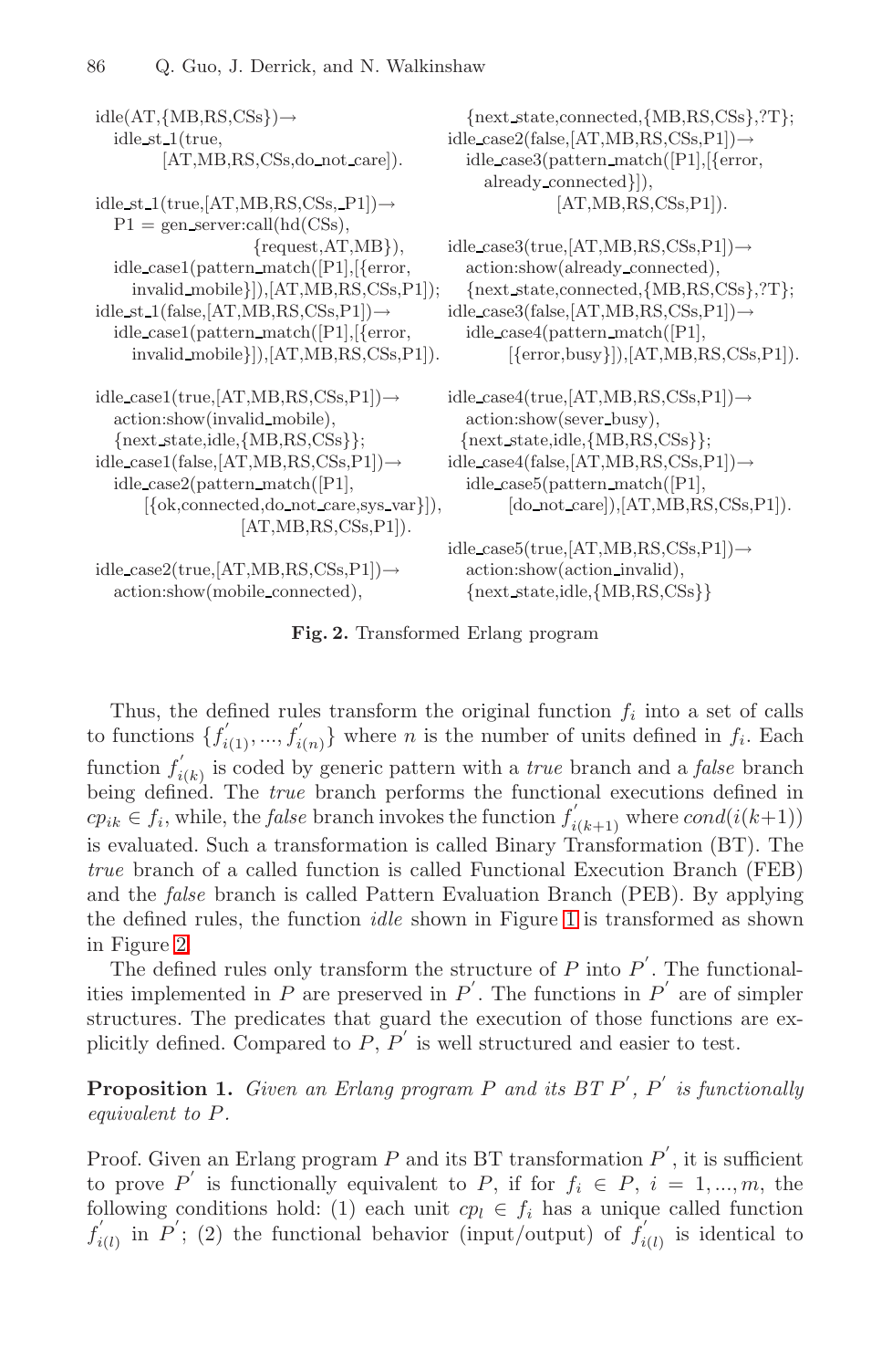```
idle(AT,{MB,RS,CSs})→
   idle_st_1(true,
         [AT,MB,RS,CSs,do_not_care]).

idle_st_1(true,[AT,MB,RS,CSs,_P1])→
   P1 = gen_server:call(hd(CSs),
                    {request,AT,MB}),
   idle_case1(pattern_match([P1],[{error,
      invalid_mobile}]),[AT,MB,RS,CSs,P1]);
idle_st_1(false,[AT,MB,RS,CSs,P1])→
   idle_case1(pattern_match([P1],[{error,
      invalid_mobile}]),[AT,MB,RS,CSs,P1]).

idle_case1(true,[AT,MB,RS,CSs,P1])→
   action:show(invalid_mobile),
   {next_state,idle,{MB,RS,CSs}};
idle_case1(false,[AT,MB,RS,CSs,P1])→
   idle_case2(pattern_match([P1],
      [{ok,connected,do_not_care,sys_var}]),
                  [AT,MB,RS,CSs,P1]).

idle_case2(true,[AT,MB,RS,CSs,P1])→
   action:show(mobile_connected),
   {next_state,connected,{MB,RS,CSs},?T};
idle_case2(false,[AT,MB,RS,CSs,P1])→
   idle_case3(pattern_match([P1],[{error,
      already_connected}]),
                  [AT,MB,RS,CSs,P1]).

idle_case3(true,[AT,MB,RS,CSs,P1])→
   action:show(already_connected),
   {next_state,connected,{MB,RS,CSs},?T};
idle_case3(false,[AT,MB,RS,CSs,P1])→
   idle_case4(pattern_match([P1],
         [{error,busy}]),[AT,MB,RS,CSs,P1]).

idle_case4(true,[AT,MB,RS,CSs,P1])→
   action:show(sever_busy),
   {next_state,idle,{MB,RS,CSs}};
idle_case4(false,[AT,MB,RS,CSs,P1])→
   idle_case5(pattern_match([P1],
         [do_not_care]),[AT,MB,RS,CSs,P1]).

idle_case5(true,[AT,MB,RS,CSs,P1])→
   action:show(action_invalid),
   {next_state,idle,{MB,RS,CSs}}
```

**Fig. 2.** Transformed Erlang program

Thus, the defined rules transform the original function $f_i$ into a set of calls to functions $\{f^{'}_{i(1)}, ..., f^{'}_{i(n)}\}$ where $n$ is the number of units defined in $f_i$. Each function $f^{'}_{i(k)}$ is coded by generic pattern with a *true* branch and a *false* branch being defined. The *true* branch performs the functional executions defined in $cp_{ik} \in f_i$, while, the *false* branch invokes the function $f^{'}_{i(k+1)}$ where $cond(i(k+1))$ is evaluated. Such a transformation is called Binary Transformation (BT). The *true* branch of a called function is called Functional Execution Branch (FEB) and the *false* branch is called Pattern Evaluation Branch (PEB). By applying the defined rules, the function *idle* shown in Figure 1 is transformed as shown in Figure 2.

The defined rules only transform the structure of $P$ into $P^{'}$. The functionalities implemented in $P$ are preserved in $P^{'}$. The functions in $P^{'}$ are of simpler structures. The predicates that guard the execution of those functions are explicitly defined. Compared to $P$, $P^{'}$ is well structured and easier to test.

**Proposition 1.** *Given an Erlang program $P$ and its BT $P^{'}$, $P^{'}$ is functionally equivalent to $P$.*

Proof. Given an Erlang program $P$ and its BT transformation $P^{'}$, it is sufficient to prove $P^{'}$ is functionally equivalent to $P$, if for $f_i \in P$, $i = 1, ..., m$, the following conditions hold: (1) each unit $cp_l \in f_i$ has a unique called function $f^{'}_{i(l)}$ in $P^{'}$; (2) the functional behavior (input/output) of $f^{'}_{i(l)}$ is identical to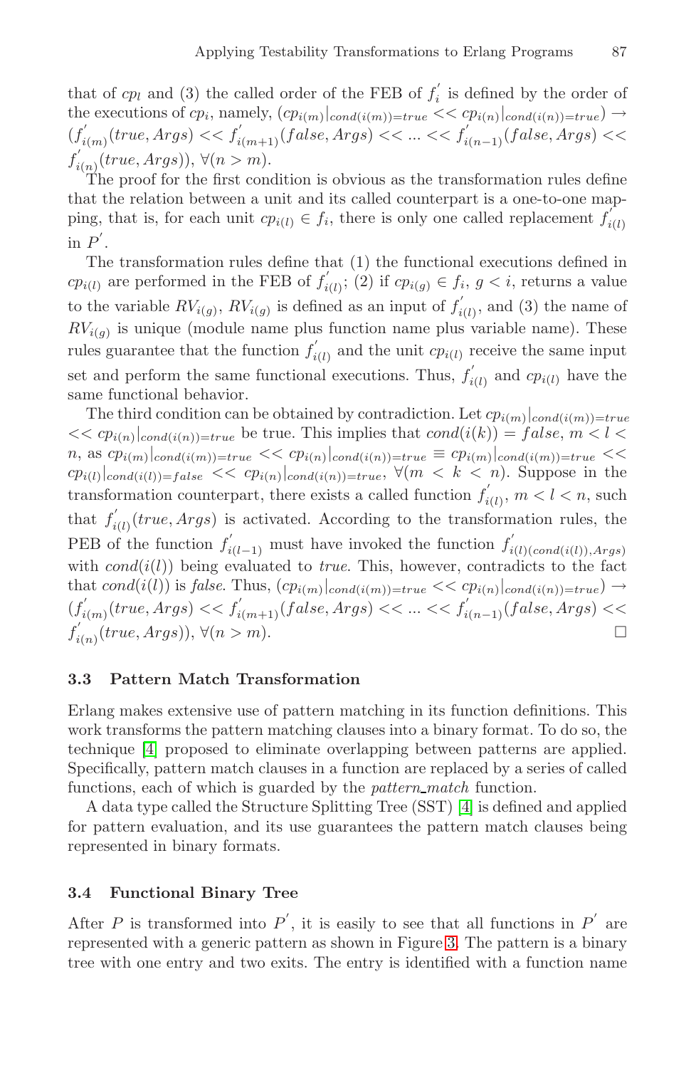that of $cp_l$ and (3) the called order of the FEB of $f_i^{'}$ is defined by the order of the executions of $cp_i$, namely, $(cp_{i(m)}|_{cond(i(m))=true} << cp_{i(n)}|_{cond(i(n))=true}) \rightarrow (f_{i(m)}^{'}(true, Args) << f_{i(m+1)}^{'}(false, Args) << ... << f_{i(n-1)}^{'}(false, Args) << f_{i(n)}^{'}(true, Args)), \forall (n > m)$.

The proof for the first condition is obvious as the transformation rules define that the relation between a unit and its called counterpart is a one-to-one mapping, that is, for each unit $cp_{i(l)} \in f_i$, there is only one called replacement $f_{i(l)}^{'}$ in $P^{'}$.

The transformation rules define that (1) the functional executions defined in $cp_{i(l)}$ are performed in the FEB of $f_{i(l)}^{'}$; (2) if $cp_{i(g)} \in f_i$, $g < i$, returns a value to the variable $RV_{i(g)}$, $RV_{i(g)}$ is defined as an input of $f_{i(l)}^{'}$, and (3) the name of $RV_{i(g)}$ is unique (module name plus function name plus variable name). These rules guarantee that the function $f_{i(l)}^{'}$ and the unit $cp_{i(l)}$ receive the same input set and perform the same functional executions. Thus, $f_{i(l)}^{'}$ and $cp_{i(l)}$ have the same functional behavior.

The third condition can be obtained by contradiction. Let $cp_{i(m)}|_{cond(i(m))=true} << cp_{i(n)}|_{cond(i(n))=true}$ be true. This implies that $cond(i(k)) = false$, $m < l < n$, as $cp_{i(m)}|_{cond(i(m))=true} << cp_{i(n)}|_{cond(i(n))=true} \equiv cp_{i(m)}|_{cond(i(m))=true} << cp_{i(l)}|_{cond(i(l))=false} << cp_{i(n)}|_{cond(i(n))=true}$, $\forall (m < k < n)$. Suppose in the transformation counterpart, there exists a called function $f_{i(l)}^{'}$, $m < l < n$, such that $f_{i(l)}^{'}(true, Args)$ is activated. According to the transformation rules, the PEB of the function $f_{i(l-1)}^{'}$ must have invoked the function $f_{i(l)(cond(i(l)),Args)}^{'}$ with $cond(i(l))$ being evaluated to *true*. This, however, contradicts to the fact that $cond(i(l))$ is *false*. Thus, $(cp_{i(m)}|_{cond(i(m))=true} << cp_{i(n)}|_{cond(i(n))=true}) \rightarrow (f_{i(m)}^{'}(true, Args) << f_{i(m+1)}^{'}(false, Args) << ... << f_{i(n-1)}^{'}(false, Args) << f_{i(n)}^{'}(true, Args)), \forall (n > m)$. □

### 3.3 Pattern Match Transformation

Erlang makes extensive use of pattern matching in its function definitions. This work transforms the pattern matching clauses into a binary format. To do so, the technique [4] proposed to eliminate overlapping between patterns are applied. Specifically, pattern match clauses in a function are replaced by a series of called functions, each of which is guarded by the *pattern_match* function.

A data type called the Structure Splitting Tree (SST) [4] is defined and applied for pattern evaluation, and its use guarantees the pattern match clauses being represented in binary formats.

### 3.4 Functional Binary Tree

After $P$ is transformed into $P^{'}$, it is easily to see that all functions in $P^{'}$ are represented with a generic pattern as shown in Figure 3. The pattern is a binary tree with one entry and two exits. The entry is identified with a function name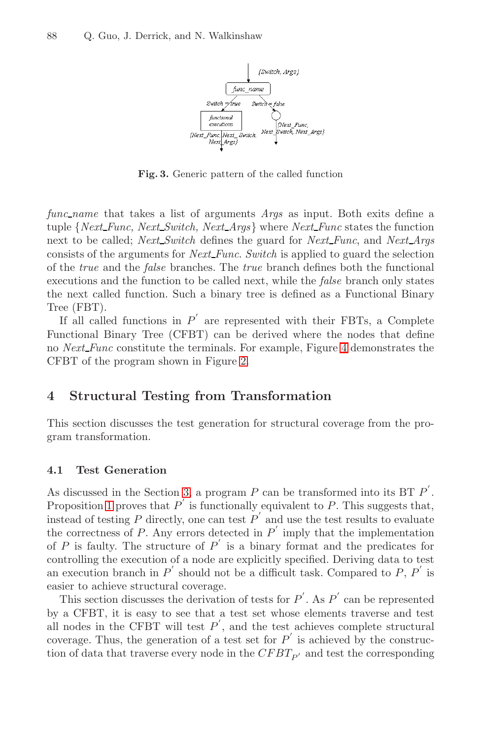**Fig. 3.** Generic pattern of the called function

*func_name* that takes a list of arguments *Args* as input. Both exits define a tuple {*Next_Func, Next_Switch, Next_Args*} where *Next_Func* states the function next to be called; *Next_Switch* defines the guard for *Next_Func*, and *Next_Args* consists of the arguments for *Next_Func*. *Switch* is applied to guard the selection of the *true* and the *false* branches. The *true* branch defines both the functional executions and the function to be called next, while the *false* branch only states the next called function. Such a binary tree is defined as a Functional Binary Tree (FBT).

If all called functions in $P^{'}$ are represented with their FBTs, a Complete Functional Binary Tree (CFBT) can be derived where the nodes that define no *Next_Func* constitute the terminals. For example, Figure 4 demonstrates the CFBT of the program shown in Figure 2.

## 4 Structural Testing from Transformation

This section discusses the test generation for structural coverage from the program transformation.

### 4.1 Test Generation

As discussed in the Section 3, a program $P$ can be transformed into its BT $P^{'}$. Proposition 1 proves that $P^{'}$ is functionally equivalent to $P$. This suggests that, instead of testing $P$ directly, one can test $P^{'}$ and use the test results to evaluate the correctness of $P$. Any errors detected in $P^{'}$ imply that the implementation of $P$ is faulty. The structure of $P^{'}$ is a binary format and the predicates for controlling the execution of a node are explicitly specified. Deriving data to test an execution branch in $P^{'}$ should not be a difficult task. Compared to $P$, $P^{'}$ is easier to achieve structural coverage.

This section discusses the derivation of tests for $P^{'}$. As $P^{'}$ can be represented by a CFBT, it is easy to see that a test set whose elements traverse and test all nodes in the CFBT will test $P^{'}$, and the test achieves complete structural coverage. Thus, the generation of a test set for $P^{'}$ is achieved by the construction of data that traverse every node in the $CFBT_{P^{'}}$ and test the corresponding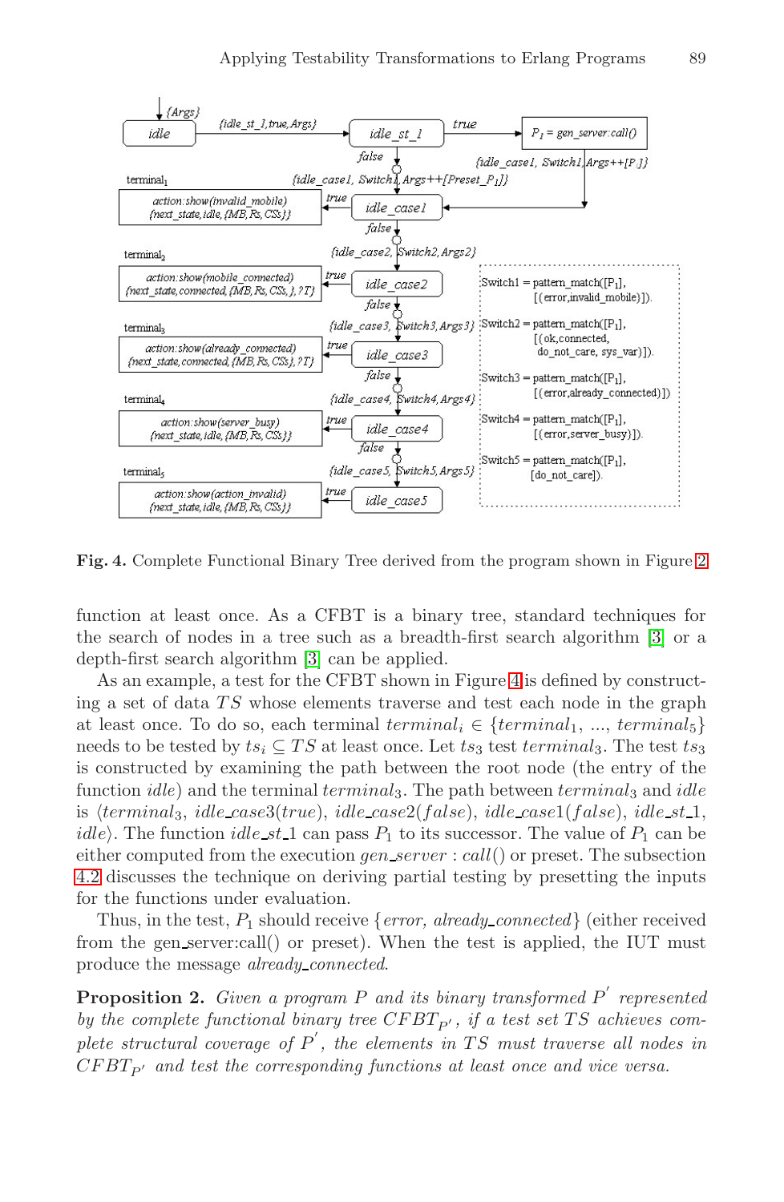**Fig. 4.** Complete Functional Binary Tree derived from the program shown in Figure 2

function at least once. As a CFBT is a binary tree, standard techniques for the search of nodes in a tree such as a breadth-first search algorithm [3] or a depth-first search algorithm [3] can be applied.

As an example, a test for the CFBT shown in Figure 4 is defined by constructing a set of data $TS$ whose elements traverse and test each node in the graph at least once. To do so, each terminal $terminal_i \in \{terminal_1, ..., terminal_5\}$ needs to be tested by $ts_i \subseteq TS$ at least once. Let $ts_3$ test $terminal_3$. The test $ts_3$ is constructed by examining the path between the root node (the entry of the function *idle*) and the terminal $terminal_3$. The path between $terminal_3$ and *idle* is $\langle terminal_3$, *idle_case*3(*true*), *idle_case*2(*false*), *idle_case*1(*false*), *idle_st*_1, *idle*$\rangle$. The function *idle_st*_1 can pass $P_1$ to its successor. The value of $P_1$ can be either computed from the execution *gen_server* : *call*() or preset. The subsection 4.2 discusses the technique on deriving partial testing by presetting the inputs for the functions under evaluation.

Thus, in the test, $P_1$ should receive {*error, already_connected*} (either received from the gen_server:call() or preset). When the test is applied, the IUT must produce the message *already_connected*.

**Proposition 2.** *Given a program P and its binary transformed $P'$ represented by the complete functional binary tree $CFBT_{P'}$, if a test set $TS$ achieves complete structural coverage of $P'$, the elements in $TS$ must traverse all nodes in $CFBT_{P'}$ and test the corresponding functions at least once and vice versa.*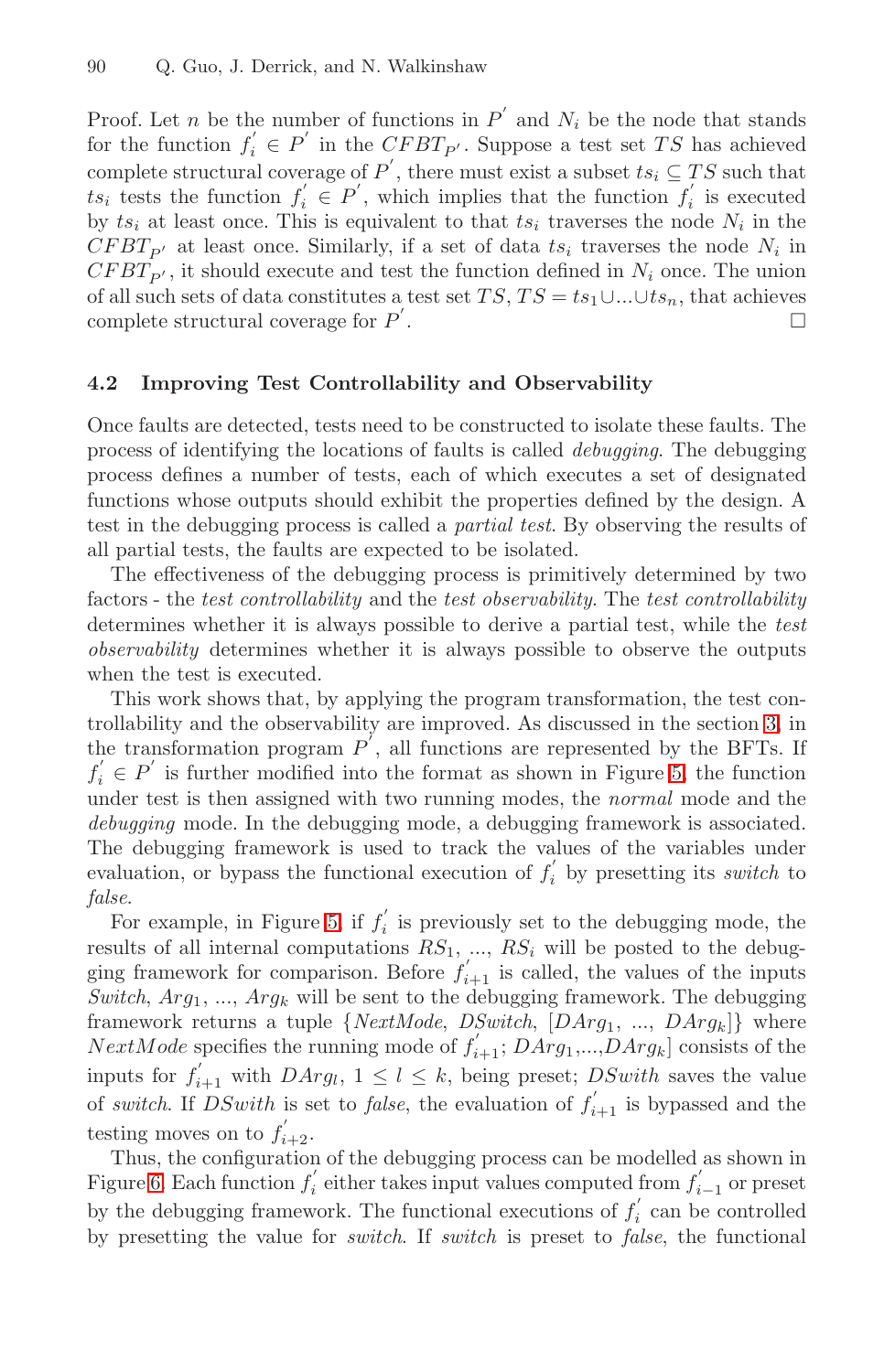Proof. Let $n$ be the number of functions in $P^{'}$ and $N_i$ be the node that stands for the function $f_i^{'} \in P^{'}$ in the $CFBT_{P'}$. Suppose a test set $TS$ has achieved complete structural coverage of $P^{'}$, there must exist a subset $ts_i \subseteq TS$ such that $ts_i$ tests the function $f_i^{'} \in P^{'}$, which implies that the function $f_i^{'}$ is executed by $ts_i$ at least once. This is equivalent to that $ts_i$ traverses the node $N_i$ in the $CFBT_{P'}$ at least once. Similarly, if a set of data $ts_i$ traverses the node $N_i$ in $CFBT_{P'}$, it should execute and test the function defined in $N_i$ once. The union of all such sets of data constitutes a test set $TS$, $TS = ts_1 \cup ... \cup ts_n$, that achieves complete structural coverage for $P^{'}$. □

### 4.2 Improving Test Controllability and Observability

Once faults are detected, tests need to be constructed to isolate these faults. The process of identifying the locations of faults is called *debugging*. The debugging process defines a number of tests, each of which executes a set of designated functions whose outputs should exhibit the properties defined by the design. A test in the debugging process is called a *partial test*. By observing the results of all partial tests, the faults are expected to be isolated.

The effectiveness of the debugging process is primitively determined by two factors - the *test controllability* and the *test observability*. The *test controllability* determines whether it is always possible to derive a partial test, while the *test observability* determines whether it is always possible to observe the outputs when the test is executed.

This work shows that, by applying the program transformation, the test controllability and the observability are improved. As discussed in the section 3, in the transformation program $P^{'}$, all functions are represented by the BFTs. If $f_i^{'} \in P^{'}$ is further modified into the format as shown in Figure 5, the function under test is then assigned with two running modes, the *normal* mode and the *debugging* mode. In the debugging mode, a debugging framework is associated. The debugging framework is used to track the values of the variables under evaluation, or bypass the functional execution of $f_i^{'}$ by presetting its *switch* to *false*.

For example, in Figure 5, if $f_i^{'}$ is previously set to the debugging mode, the results of all internal computations $RS_1$, ..., $RS_i$ will be posted to the debugging framework for comparison. Before $f_{i+1}^{'}$ is called, the values of the inputs $Switch$, $Arg_1$, ..., $Arg_k$ will be sent to the debugging framework. The debugging framework returns a tuple $\{NextMode, DSwitch, [DArg_1, ..., DArg_k]\}$ where $NextMode$ specifies the running mode of $f_{i+1}^{'}$; $DArg_1$,...,$DArg_k$] consists of the inputs for $f_{i+1}^{'}$ with $DArg_l$, $1 \leq l \leq k$, being preset; $DSwith$ saves the value of *switch*. If $DSwith$ is set to *false*, the evaluation of $f_{i+1}^{'}$ is bypassed and the testing moves on to $f_{i+2}^{'}$.

Thus, the configuration of the debugging process can be modelled as shown in Figure 6. Each function $f_i^{'}$ either takes input values computed from $f_{i-1}^{'}$ or preset by the debugging framework. The functional executions of $f_i^{'}$ can be controlled by presetting the value for *switch*. If *switch* is preset to *false*, the functional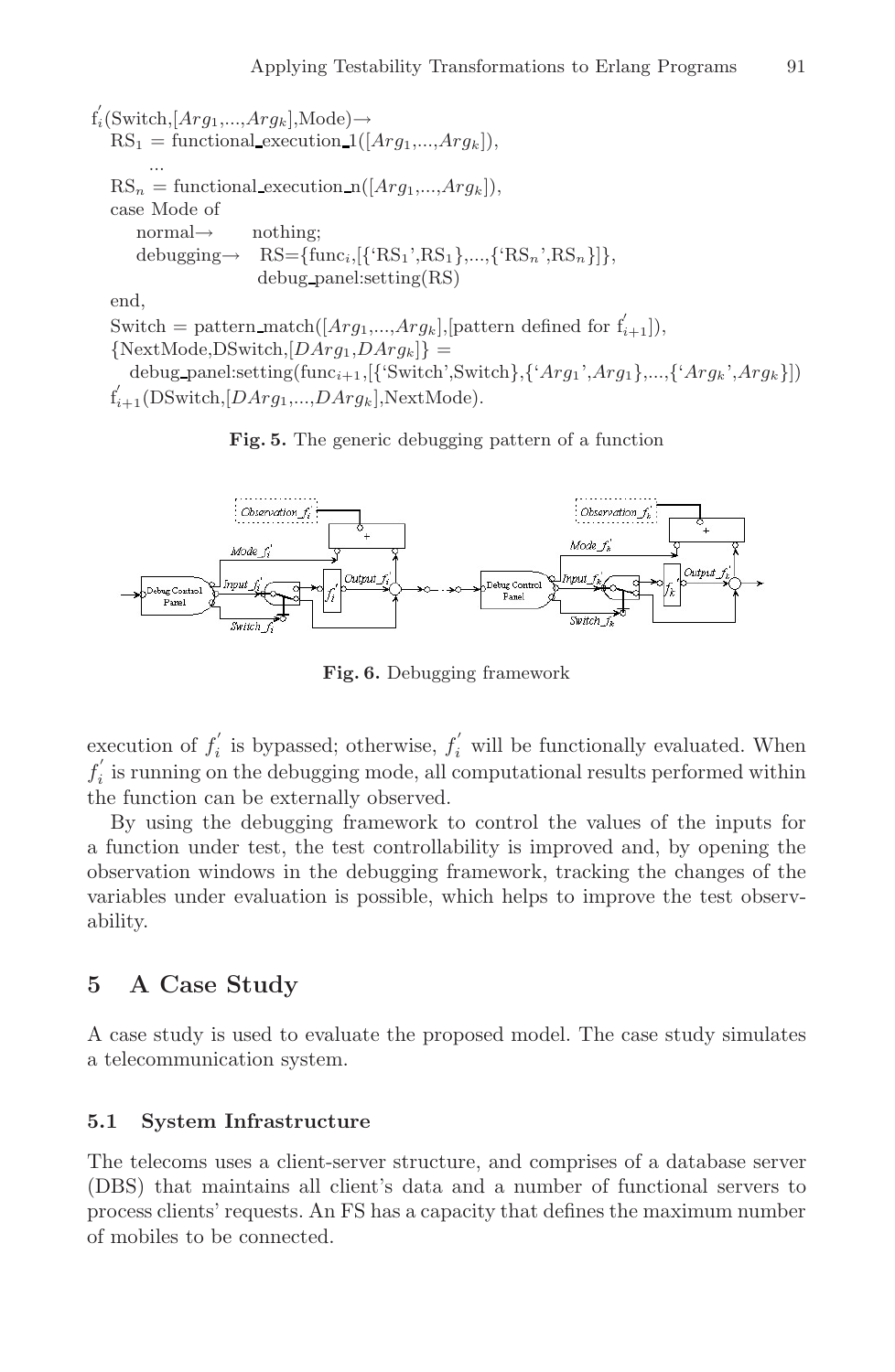```
f'_i(Switch,[Arg_1,...,Arg_k],Mode)→
   RS_1 = functional_execution_1([Arg_1,...,Arg_k]),
      ...
   RS_n = functional_execution_n([Arg_1,...,Arg_k]),
   case Mode of
      normal→      nothing;
      debugging→   RS={func_i,[{'RS_1',RS_1},...,{'RS_n',RS_n}]},
                   debug_panel:setting(RS)
   end,
   Switch = pattern_match([Arg_1,...,Arg_k],[pattern defined for f'_{i+1}]),
   {NextMode,DSwitch,[DArg_1,DArg_k]} =
      debug_panel:setting(func_{i+1},[{'Switch',Switch},{'Arg_1',Arg_1},...,{'Arg_k',Arg_k}])
   f'_{i+1}(DSwitch,[DArg_1,...,DArg_k],NextMode).
```

**Fig. 5.** The generic debugging pattern of a function

**Fig. 6.** Debugging framework

execution of $f_i^{'}$ is bypassed; otherwise, $f_i^{'}$ will be functionally evaluated. When $f_i^{'}$ is running on the debugging mode, all computational results performed within the function can be externally observed.

By using the debugging framework to control the values of the inputs for a function under test, the test controllability is improved and, by opening the observation windows in the debugging framework, tracking the changes of the variables under evaluation is possible, which helps to improve the test observability.

## 5 A Case Study

A case study is used to evaluate the proposed model. The case study simulates a telecommunication system.

### 5.1 System Infrastructure

The telecoms uses a client-server structure, and comprises of a database server (DBS) that maintains all client's data and a number of functional servers to process clients' requests. An FS has a capacity that defines the maximum number of mobiles to be connected.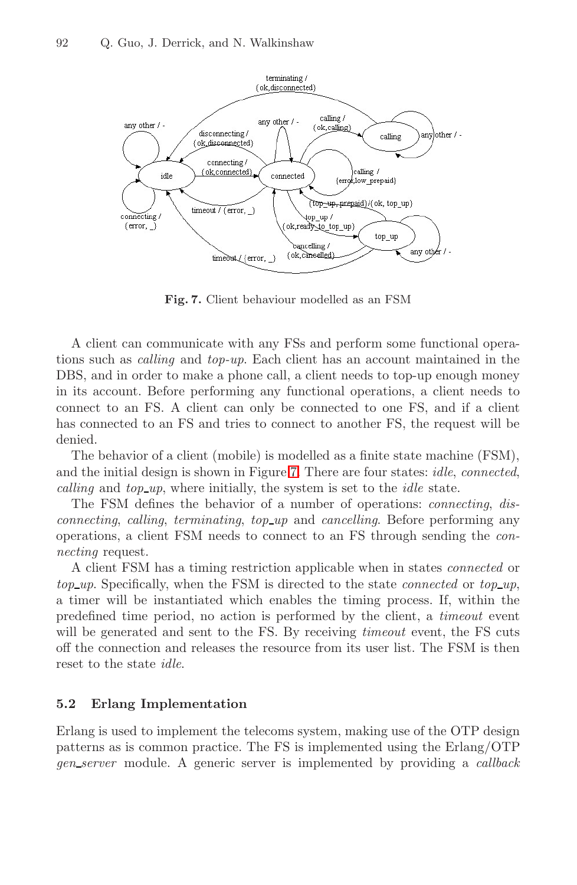**Fig. 7.** Client behaviour modelled as an FSM

A client can communicate with any FSs and perform some functional operations such as *calling* and *top-up*. Each client has an account maintained in the DBS, and in order to make a phone call, a client needs to top-up enough money in its account. Before performing any functional operations, a client needs to connect to an FS. A client can only be connected to one FS, and if a client has connected to an FS and tries to connect to another FS, the request will be denied.

The behavior of a client (mobile) is modelled as a finite state machine (FSM), and the initial design is shown in Figure 7. There are four states: *idle*, *connected*, *calling* and *top_up*, where initially, the system is set to the *idle* state.

The FSM defines the behavior of a number of operations: *connecting*, *disconnecting*, *calling*, *terminating*, *top_up* and *cancelling*. Before performing any operations, a client FSM needs to connect to an FS through sending the *connecting* request.

A client FSM has a timing restriction applicable when in states *connected* or *top_up*. Specifically, when the FSM is directed to the state *connected* or *top_up*, a timer will be instantiated which enables the timing process. If, within the predefined time period, no action is performed by the client, a *timeout* event will be generated and sent to the FS. By receiving *timeout* event, the FS cuts off the connection and releases the resource from its user list. The FSM is then reset to the state *idle*.

### 5.2 Erlang Implementation

Erlang is used to implement the telecoms system, making use of the OTP design patterns as is common practice. The FS is implemented using the Erlang/OTP *gen_server* module. A generic server is implemented by providing a *callback*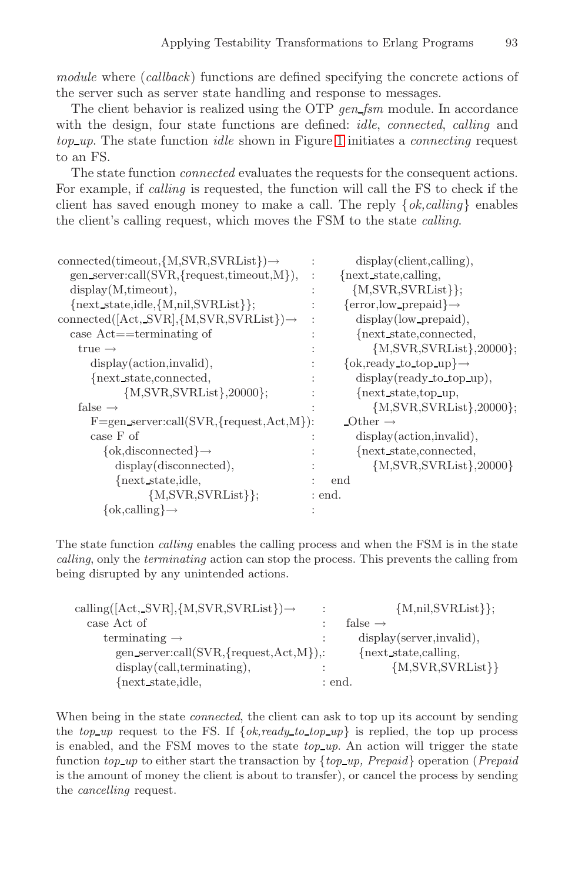*module* where (*callback*) functions are defined specifying the concrete actions of the server such as server state handling and response to messages.

The client behavior is realized using the OTP *gen_fsm* module. In accordance with the design, four state functions are defined: *idle*, *connected*, *calling* and *top_up*. The state function *idle* shown in Figure 1 initiates a *connecting* request to an FS.

The state function *connected* evaluates the requests for the consequent actions. For example, if *calling* is requested, the function will call the FS to check if the client has saved enough money to make a call. The reply {*ok,calling*} enables the client's calling request, which moves the FSM to the state *calling*.

```
connected(timeout,{M,SVR,SVRList})→
  gen_server:call(SVR,{request,timeout,M}),
  display(M,timeout),
  {next_state,idle,{M,nil,SVRList}};
connected([Act,_SVR],{M,SVR,SVRList})→
  case Act==terminating of
    true →
      display(action,invalid),
      {next_state,connected,
            {M,SVR,SVRList},20000};
    false →
      F=gen_server:call(SVR,{request,Act,M}),
      case F of
        {ok,disconnected}→
          display(disconnected),
          {next_state,idle,
                {M,SVR,SVRList}};
        {ok,calling}→
          display(client,calling),
          {next_state,calling,
            {M,SVR,SVRList}};
        {error,low_prepaid}→
          display(low_prepaid),
          {next_state,connected,
                {M,SVR,SVRList},20000};
        {ok,ready_to_top_up}→
          display(ready_to_top_up),
          {next_state,top_up,
                {M,SVR,SVRList},20000};
        _Other →
          display(action,invalid),
          {next_state,connected,
                {M,SVR,SVRList},20000}
      end
  end.
```

The state function *calling* enables the calling process and when the FSM is in the state *calling*, only the *terminating* action can stop the process. This prevents the calling from being disrupted by any unintended actions.

```
calling([Act,_SVR],{M,SVR,SVRList})→
  case Act of
    terminating →
      gen_server:call(SVR,{request,Act,M}),
      display(call,terminating),
      {next_state,idle,
            {M,nil,SVRList}};
    false →
      display(server,invalid),
      {next_state,calling,
            {M,SVR,SVRList}}
  end.
```

When being in the state *connected*, the client can ask to top up its account by sending the *top_up* request to the FS. If {*ok,ready_to_top_up*} is replied, the top up process is enabled, and the FSM moves to the state *top_up*. An action will trigger the state function *top_up* to either start the transaction by {*top_up, Prepaid*} operation (*Prepaid* is the amount of money the client is about to transfer), or cancel the process by sending the *cancelling* request.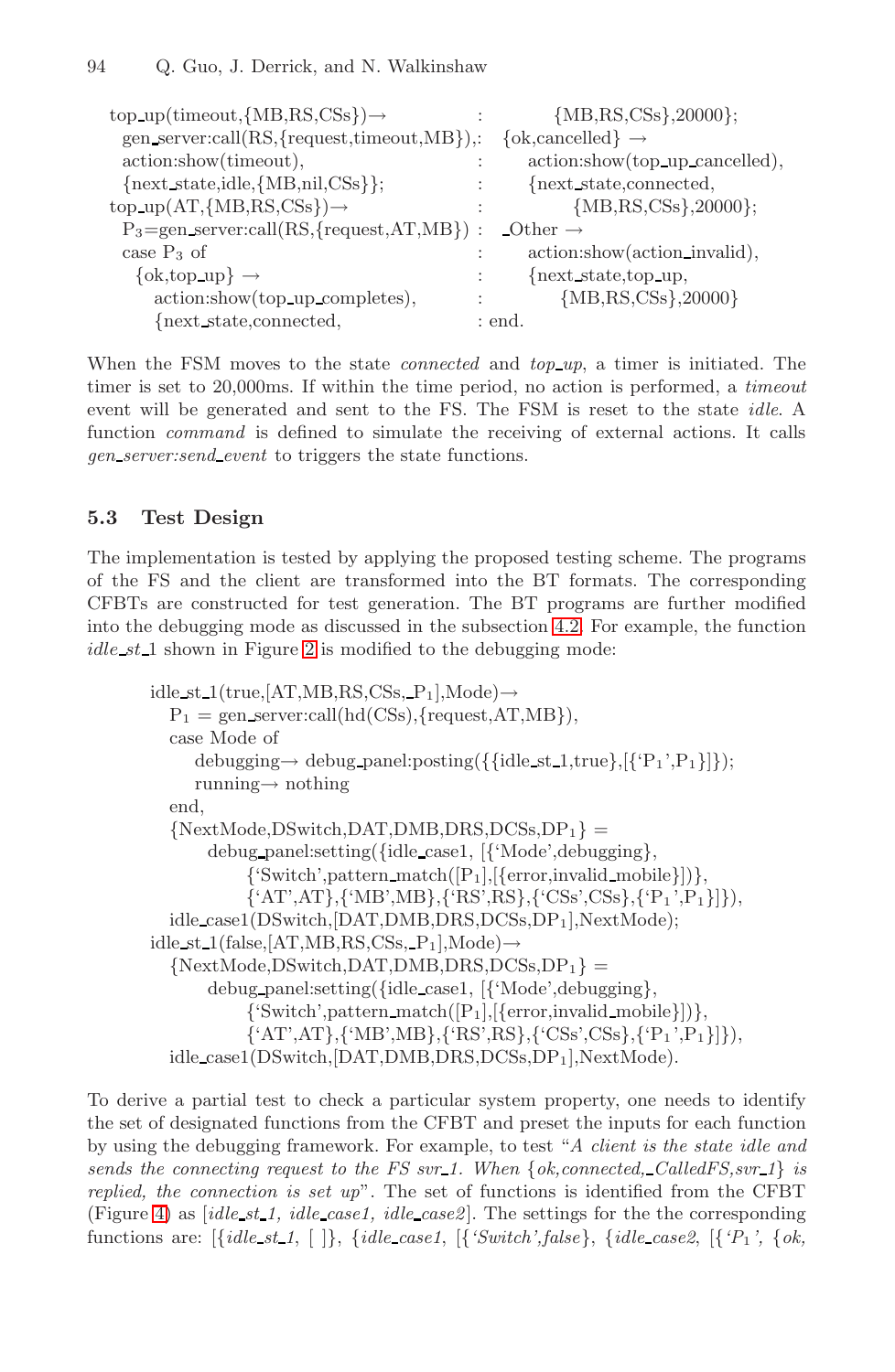```
top_up(timeout,{MB,RS,CSs})→
  gen_server:call(RS,{request,timeout,MB}),
  action:show(timeout),
  {next_state,idle,{MB,nil,CSs}};
top_up(AT,{MB,RS,CSs})→
  P3=gen_server:call(RS,{request,AT,MB})
  case P3 of
    {ok,top_up} →
      action:show(top_up_completes),
      {next_state,connected,
         {MB,RS,CSs},20000};
    {ok,cancelled} →
      action:show(top_up_cancelled),
      {next_state,connected,
         {MB,RS,CSs},20000};
    _Other →
      action:show(action_invalid),
      {next_state,top_up,
         {MB,RS,CSs},20000}
  end.
```

When the FSM moves to the state *connected* and *top_up*, a timer is initiated. The timer is set to 20,000ms. If within the time period, no action is performed, a *timeout* event will be generated and sent to the FS. The FSM is reset to the state *idle*. A function *command* is defined to simulate the receiving of external actions. It calls *gen_server:send_event* to triggers the state functions.

### 5.3 Test Design

The implementation is tested by applying the proposed testing scheme. The programs of the FS and the client are transformed into the BT formats. The corresponding CFBTs are constructed for test generation. The BT programs are further modified into the debugging mode as discussed in the subsection 4.2. For example, the function *idle_st_1* shown in Figure 2 is modified to the debugging mode:

```
idle_st_1(true,[AT,MB,RS,CSs,_P1],Mode)→
   P1 = gen_server:call(hd(CSs),{request,AT,MB}),
   case Mode of
      debugging→ debug_panel:posting({{idle_st_1,true},[{‘P1’,P1}]});
      running→ nothing
   end,
   {NextMode,DSwitch,DAT,DMB,DRS,DCSs,DP1} =
        debug_panel:setting({idle_case1, [{‘Mode’,debugging},
              {‘Switch’,pattern_match([P1],[{error,invalid_mobile}])},
              {‘AT’,AT},{‘MB’,MB},{‘RS’,RS},{‘CSs’,CSs},{‘P1’,P1}]}),
   idle_case1(DSwitch,[DAT,DMB,DRS,DCSs,DP1],NextMode);
idle_st_1(false,[AT,MB,RS,CSs,_P1],Mode)→
   {NextMode,DSwitch,DAT,DMB,DRS,DCSs,DP1} =
        debug_panel:setting({idle_case1, [{‘Mode’,debugging},
              {‘Switch’,pattern_match([P1],[{error,invalid_mobile}])},
              {‘AT’,AT},{‘MB’,MB},{‘RS’,RS},{‘CSs’,CSs},{‘P1’,P1}]}),
   idle_case1(DSwitch,[DAT,DMB,DRS,DCSs,DP1],NextMode).
```

To derive a partial test to check a particular system property, one needs to identify the set of designated functions from the CFBT and preset the inputs for each function by using the debugging framework. For example, to test "*A client is the state idle and sends the connecting request to the FS svr_1. When {ok,connected,_CalledFS,svr_1} is replied, the connection is set up*". The set of functions is identified from the CFBT (Figure 4) as [*idle_st_1, idle_case1, idle_case2*]. The settings for the the corresponding functions are: [{*idle_st_1*, [ ]}, {*idle_case1*, [{*‘Switch’,false*}, {*idle_case2*, [{*‘$P_1$’*, {*ok,*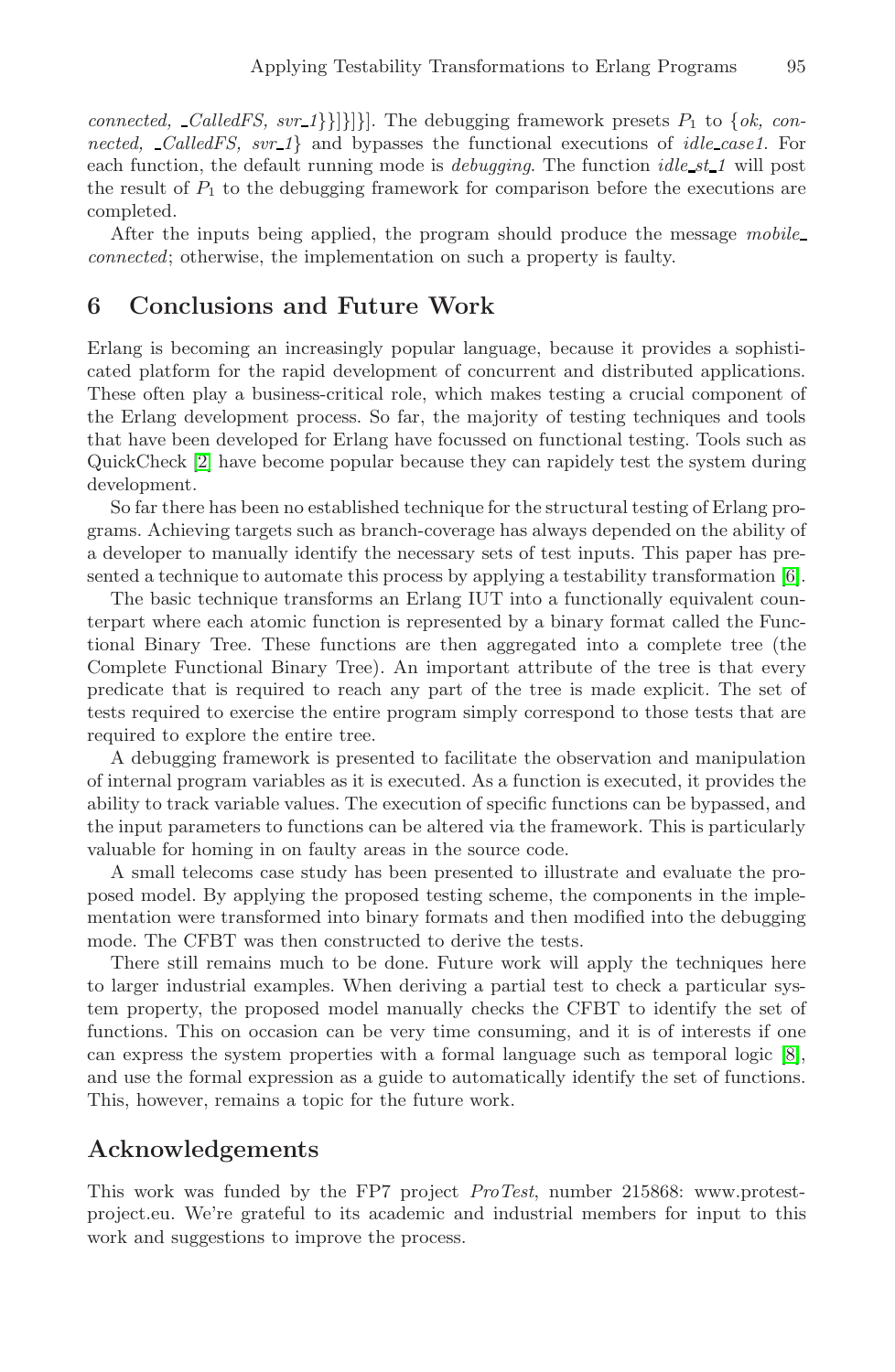*connected, _CalledFS, svr_1*}}]}]}]. The debugging framework presets $P_1$ to {*ok, connected, _CalledFS, svr_1*} and bypasses the functional executions of *idle_case1*. For each function, the default running mode is *debugging*. The function *idle_st_1* will post the result of $P_1$ to the debugging framework for comparison before the executions are completed.

After the inputs being applied, the program should produce the message *mobile_connected*; otherwise, the implementation on such a property is faulty.

## 6 Conclusions and Future Work

Erlang is becoming an increasingly popular language, because it provides a sophisticated platform for the rapid development of concurrent and distributed applications. These often play a business-critical role, which makes testing a crucial component of the Erlang development process. So far, the majority of testing techniques and tools that have been developed for Erlang have focussed on functional testing. Tools such as QuickCheck [2] have become popular because they can rapidely test the system during development.

So far there has been no established technique for the structural testing of Erlang programs. Achieving targets such as branch-coverage has always depended on the ability of a developer to manually identify the necessary sets of test inputs. This paper has presented a technique to automate this process by applying a testability transformation [6].

The basic technique transforms an Erlang IUT into a functionally equivalent counterpart where each atomic function is represented by a binary format called the Functional Binary Tree. These functions are then aggregated into a complete tree (the Complete Functional Binary Tree). An important attribute of the tree is that every predicate that is required to reach any part of the tree is made explicit. The set of tests required to exercise the entire program simply correspond to those tests that are required to explore the entire tree.

A debugging framework is presented to facilitate the observation and manipulation of internal program variables as it is executed. As a function is executed, it provides the ability to track variable values. The execution of specific functions can be bypassed, and the input parameters to functions can be altered via the framework. This is particularly valuable for homing in on faulty areas in the source code.

A small telecoms case study has been presented to illustrate and evaluate the proposed model. By applying the proposed testing scheme, the components in the implementation were transformed into binary formats and then modified into the debugging mode. The CFBT was then constructed to derive the tests.

There still remains much to be done. Future work will apply the techniques here to larger industrial examples. When deriving a partial test to check a particular system property, the proposed model manually checks the CFBT to identify the set of functions. This on occasion can be very time consuming, and it is of interests if one can express the system properties with a formal language such as temporal logic [8], and use the formal expression as a guide to automatically identify the set of functions. This, however, remains a topic for the future work.

## Acknowledgements

This work was funded by the FP7 project *ProTest*, number 215868: www.protest-project.eu. We're grateful to its academic and industrial members for input to this work and suggestions to improve the process.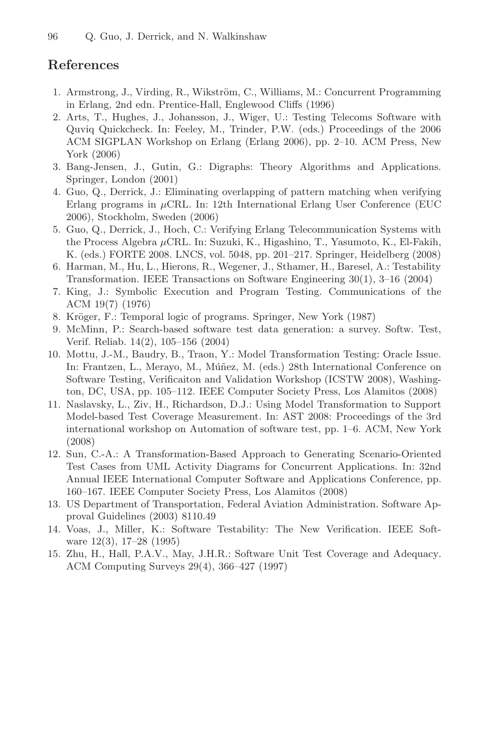## References

1. Armstrong, J., Virding, R., Wikström, C., Williams, M.: Concurrent Programming in Erlang, 2nd edn. Prentice-Hall, Englewood Cliffs (1996)
2. Arts, T., Hughes, J., Johansson, J., Wiger, U.: Testing Telecoms Software with Quviq Quickcheck. In: Feeley, M., Trinder, P.W. (eds.) Proceedings of the 2006 ACM SIGPLAN Workshop on Erlang (Erlang 2006), pp. 2–10. ACM Press, New York (2006)
3. Bang-Jensen, J., Gutin, G.: Digraphs: Theory Algorithms and Applications. Springer, London (2001)
4. Guo, Q., Derrick, J.: Eliminating overlapping of pattern matching when verifying Erlang programs in $\mu$CRL. In: 12th International Erlang User Conference (EUC 2006), Stockholm, Sweden (2006)
5. Guo, Q., Derrick, J., Hoch, C.: Verifying Erlang Telecommunication Systems with the Process Algebra $\mu$CRL. In: Suzuki, K., Higashino, T., Yasumoto, K., El-Fakih, K. (eds.) FORTE 2008. LNCS, vol. 5048, pp. 201–217. Springer, Heidelberg (2008)
6. Harman, M., Hu, L., Hierons, R., Wegener, J., Sthamer, H., Baresel, A.: Testability Transformation. IEEE Transactions on Software Engineering 30(1), 3–16 (2004)
7. King, J.: Symbolic Execution and Program Testing. Communications of the ACM 19(7) (1976)
8. Kröger, F.: Temporal logic of programs. Springer, New York (1987)
9. McMinn, P.: Search-based software test data generation: a survey. Softw. Test, Verif. Reliab. 14(2), 105–156 (2004)
10. Mottu, J.-M., Baudry, B., Traon, Y.: Model Transformation Testing: Oracle Issue. In: Frantzen, L., Merayo, M., Múñez, M. (eds.) 28th International Conference on Software Testing, Verificaiton and Validation Workshop (ICSTW 2008), Washington, DC, USA, pp. 105–112. IEEE Computer Society Press, Los Alamitos (2008)
11. Naslavsky, L., Ziv, H., Richardson, D.J.: Using Model Transformation to Support Model-based Test Coverage Measurement. In: AST 2008: Proceedings of the 3rd international workshop on Automation of software test, pp. 1–6. ACM, New York (2008)
12. Sun, C.-A.: A Transformation-Based Approach to Generating Scenario-Oriented Test Cases from UML Activity Diagrams for Concurrent Applications. In: 32nd Annual IEEE International Computer Software and Applications Conference, pp. 160–167. IEEE Computer Society Press, Los Alamitos (2008)
13. US Department of Transportation, Federal Aviation Administration. Software Approval Guidelines (2003) 8110.49
14. Voas, J., Miller, K.: Software Testability: The New Verification. IEEE Software 12(3), 17–28 (1995)
15. Zhu, H., Hall, P.A.V., May, J.H.R.: Software Unit Test Coverage and Adequacy. ACM Computing Surveys 29(4), 366–427 (1997)